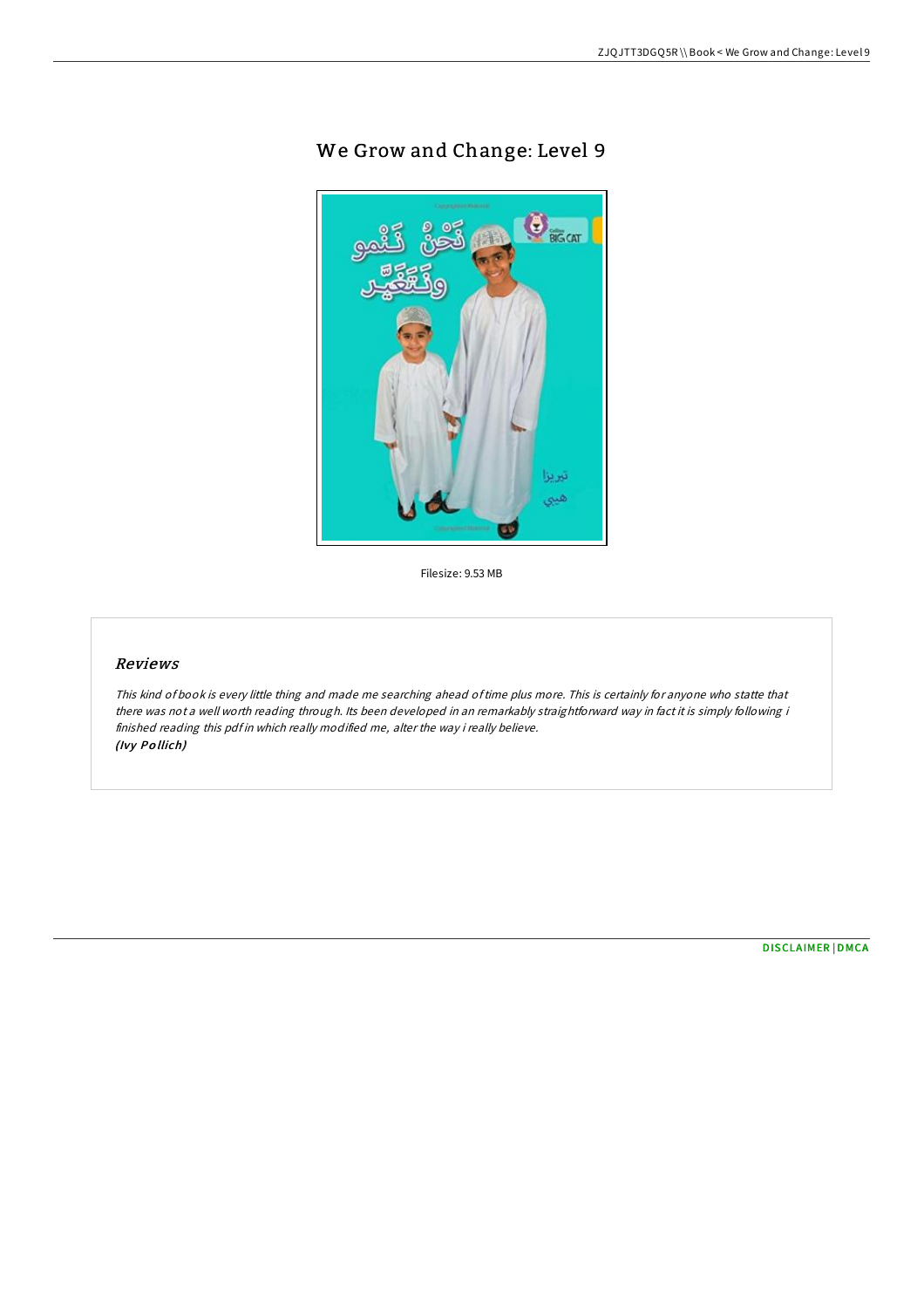# We Grow and Change: Level 9

Filesize: 9.53 MB

## Reviews

*This kind of book is every little thing and made me searching ahead of time plus more. This is certainly for anyone who statte that there was not a well worth reading through. Its been developed in an remarkably straightforward way in fact it is simply following i finished reading this pdf in which really modified me, alter the way i really believe.*
*(Ivy Pollich)*

DISCLAIMER | DMCA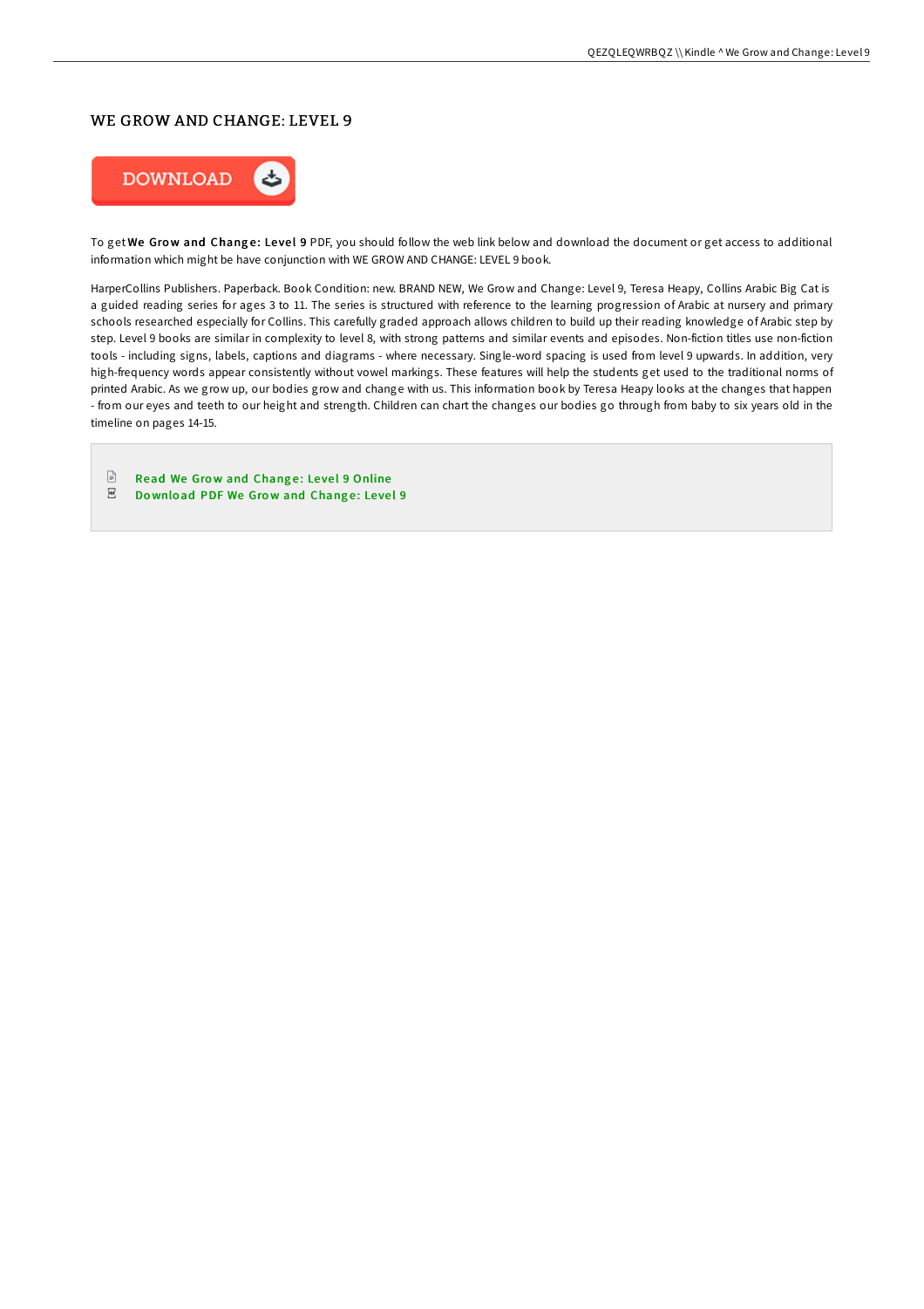# WE GROW AND CHANGE: LEVEL 9

To get **We Grow and Change: Level 9** PDF, you should follow the web link below and download the document or get access to additional information which might be have conjunction with WE GROW AND CHANGE: LEVEL 9 book.

HarperCollins Publishers. Paperback. Book Condition: new. BRAND NEW, We Grow and Change: Level 9, Teresa Heapy, Collins Arabic Big Cat is a guided reading series for ages 3 to 11. The series is structured with reference to the learning progression of Arabic at nursery and primary schools researched especially for Collins. This carefully graded approach allows children to build up their reading knowledge of Arabic step by step. Level 9 books are similar in complexity to level 8, with strong patterns and similar events and episodes. Non-fiction titles use non-fiction tools - including signs, labels, captions and diagrams - where necessary. Single-word spacing is used from level 9 upwards. In addition, very high-frequency words appear consistently without vowel markings. These features will help the students get used to the traditional norms of printed Arabic. As we grow up, our bodies grow and change with us. This information book by Teresa Heapy looks at the changes that happen - from our eyes and teeth to our height and strength. Children can chart the changes our bodies go through from baby to six years old in the timeline on pages 14-15.

- Read We Grow and Change: Level 9 Online
- Download PDF We Grow and Change: Level 9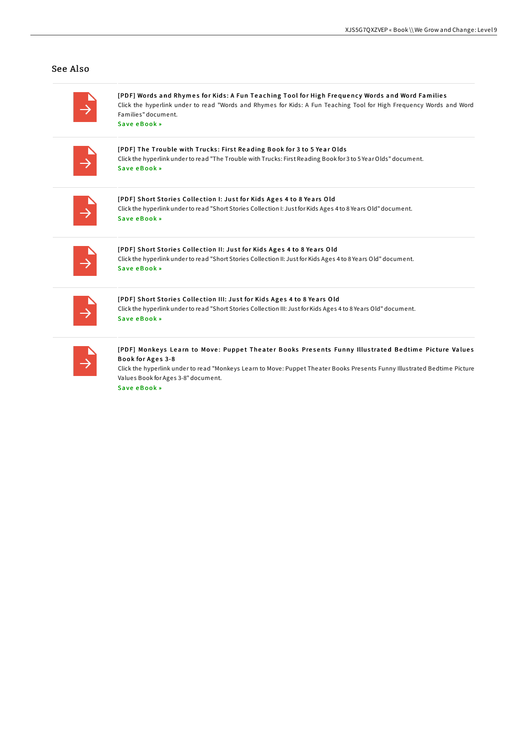## See Also

**[PDF] Words and Rhymes for Kids: A Fun Teaching Tool for High Frequency Words and Word Families**
Click the hyperlink under to read "Words and Rhymes for Kids: A Fun Teaching Tool for High Frequency Words and Word Families" document.
Save eBook »

**[PDF] The Trouble with Trucks: First Reading Book for 3 to 5 Year Olds**
Click the hyperlink under to read "The Trouble with Trucks: First Reading Book for 3 to 5 Year Olds" document.
Save eBook »

**[PDF] Short Stories Collection I: Just for Kids Ages 4 to 8 Years Old**
Click the hyperlink under to read "Short Stories Collection I: Just for Kids Ages 4 to 8 Years Old" document.
Save eBook »

**[PDF] Short Stories Collection II: Just for Kids Ages 4 to 8 Years Old**
Click the hyperlink under to read "Short Stories Collection II: Just for Kids Ages 4 to 8 Years Old" document.
Save eBook »

**[PDF] Short Stories Collection III: Just for Kids Ages 4 to 8 Years Old**
Click the hyperlink under to read "Short Stories Collection III: Just for Kids Ages 4 to 8 Years Old" document.
Save eBook »

**[PDF] Monkeys Learn to Move: Puppet Theater Books Presents Funny Illustrated Bedtime Picture Values Book for Ages 3-8**
Click the hyperlink under to read "Monkeys Learn to Move: Puppet Theater Books Presents Funny Illustrated Bedtime Picture Values Book for Ages 3-8" document.
Save eBook »